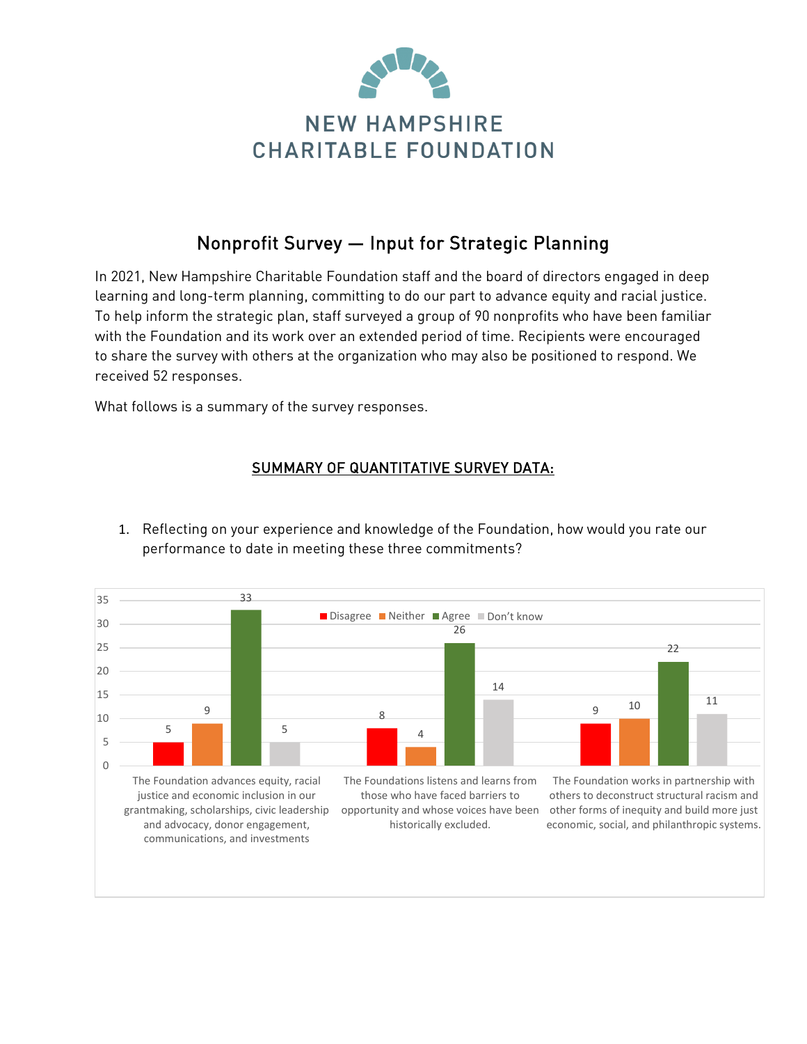# NEW HAMPSHIRE CHARITABLE FOUNDATION

## Nonprofit Survey — Input for Strategic Planning

In 2021, New Hampshire Charitable Foundation staff and the board of directors engaged in deep learning and long-term planning, committing to do our part to advance equity and racial justice. To help inform the strategic plan, staff surveyed a group of 90 nonprofits who have been familiar with the Foundation and its work over an extended period of time. Recipients were encouraged to share the survey with others at the organization who may also be positioned to respond. We received 52 responses.

What follows is a summary of the survey responses.

### SUMMARY OF QUANTITATIVE SURVEY DATA:

1. Reflecting on your experience and knowledge of the Foundation, how would you rate our performance to date in meeting these three commitments?

| | Disagree | Neither | Agree | Don't know |
|---|---|---|---|---|
| The Foundation advances equity, racial justice and economic inclusion in our grantmaking, scholarships, civic leadership and advocacy, donor engagement, communications, and investments | 5 | 9 | 33 | 5 |
| The Foundations listens and learns from those who have faced barriers to opportunity and whose voices have been historically excluded. | 8 | 4 | 26 | 14 |
| The Foundation works in partnership with others to deconstruct structural racism and other forms of inequity and build more just economic, social, and philanthropic systems. | 9 | 10 | 22 | 11 |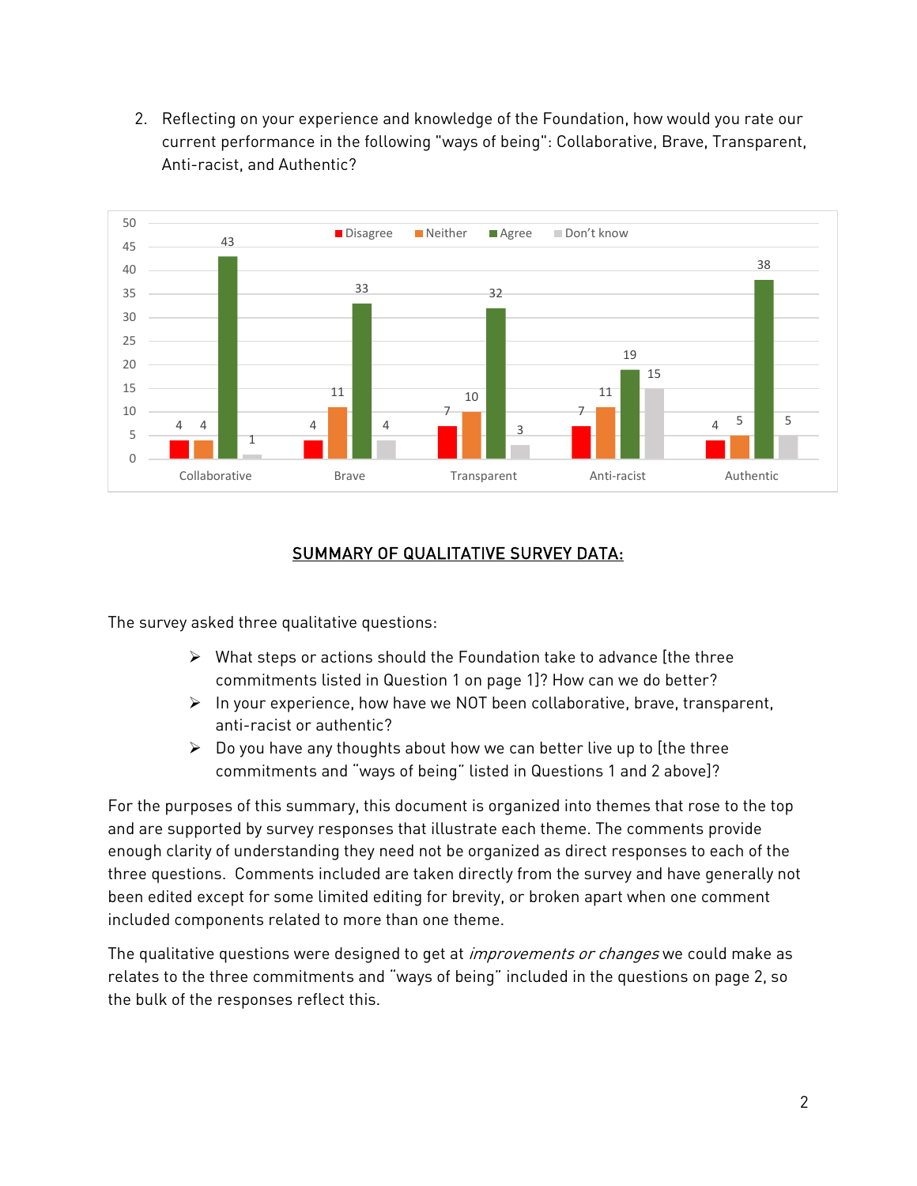2. Reflecting on your experience and knowledge of the Foundation, how would you rate our current performance in the following "ways of being": Collaborative, Brave, Transparent, Anti-racist, and Authentic?

| | Disagree | Neither | Agree | Don't know |
|---|---|---|---|---|
| Collaborative | 4 | 4 | 43 | 1 |
| Brave | 4 | 11 | 33 | 4 |
| Transparent | 7 | 10 | 32 | 3 |
| Anti-racist | 7 | 11 | 19 | 15 |
| Authentic | 4 | 5 | 38 | 5 |

## SUMMARY OF QUALITATIVE SURVEY DATA:

The survey asked three qualitative questions:

- What steps or actions should the Foundation take to advance [the three commitments listed in Question 1 on page 1]? How can we do better?
- In your experience, how have we NOT been collaborative, brave, transparent, anti-racist or authentic?
- Do you have any thoughts about how we can better live up to [the three commitments and "ways of being" listed in Questions 1 and 2 above]?

For the purposes of this summary, this document is organized into themes that rose to the top and are supported by survey responses that illustrate each theme. The comments provide enough clarity of understanding they need not be organized as direct responses to each of the three questions. Comments included are taken directly from the survey and have generally not been edited except for some limited editing for brevity, or broken apart when one comment included components related to more than one theme.

The qualitative questions were designed to get at *improvements or changes* we could make as relates to the three commitments and "ways of being" included in the questions on page 2, so the bulk of the responses reflect this.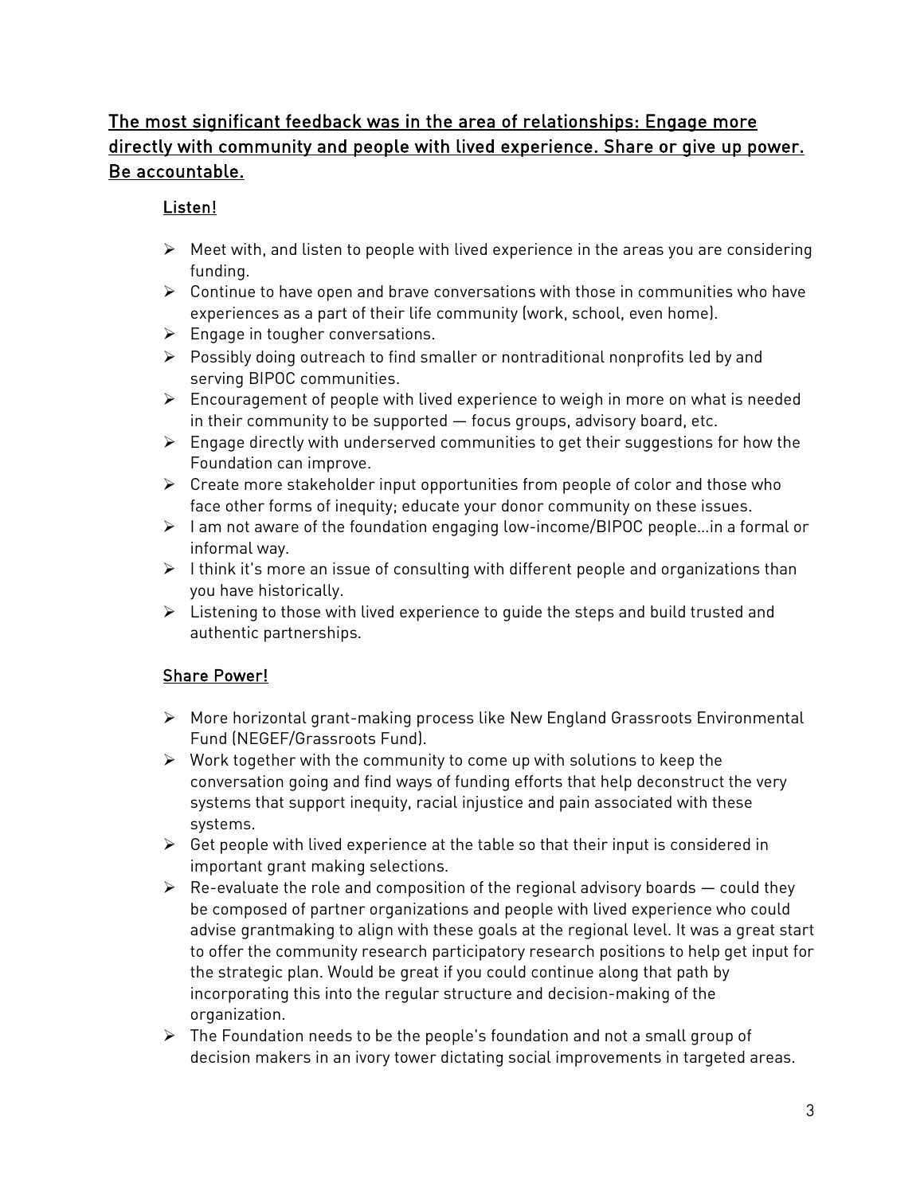## The most significant feedback was in the area of relationships: Engage more directly with community and people with lived experience. Share or give up power. Be accountable.

### Listen!

- Meet with, and listen to people with lived experience in the areas you are considering funding.
- Continue to have open and brave conversations with those in communities who have experiences as a part of their life community (work, school, even home).
- Engage in tougher conversations.
- Possibly doing outreach to find smaller or nontraditional nonprofits led by and serving BIPOC communities.
- Encouragement of people with lived experience to weigh in more on what is needed in their community to be supported — focus groups, advisory board, etc.
- Engage directly with underserved communities to get their suggestions for how the Foundation can improve.
- Create more stakeholder input opportunities from people of color and those who face other forms of inequity; educate your donor community on these issues.
- I am not aware of the foundation engaging low-income/BIPOC people…in a formal or informal way.
- I think it's more an issue of consulting with different people and organizations than you have historically.
- Listening to those with lived experience to guide the steps and build trusted and authentic partnerships.

### Share Power!

- More horizontal grant-making process like New England Grassroots Environmental Fund (NEGEF/Grassroots Fund).
- Work together with the community to come up with solutions to keep the conversation going and find ways of funding efforts that help deconstruct the very systems that support inequity, racial injustice and pain associated with these systems.
- Get people with lived experience at the table so that their input is considered in important grant making selections.
- Re-evaluate the role and composition of the regional advisory boards — could they be composed of partner organizations and people with lived experience who could advise grantmaking to align with these goals at the regional level. It was a great start to offer the community research participatory research positions to help get input for the strategic plan. Would be great if you could continue along that path by incorporating this into the regular structure and decision-making of the organization.
- The Foundation needs to be the people's foundation and not a small group of decision makers in an ivory tower dictating social improvements in targeted areas.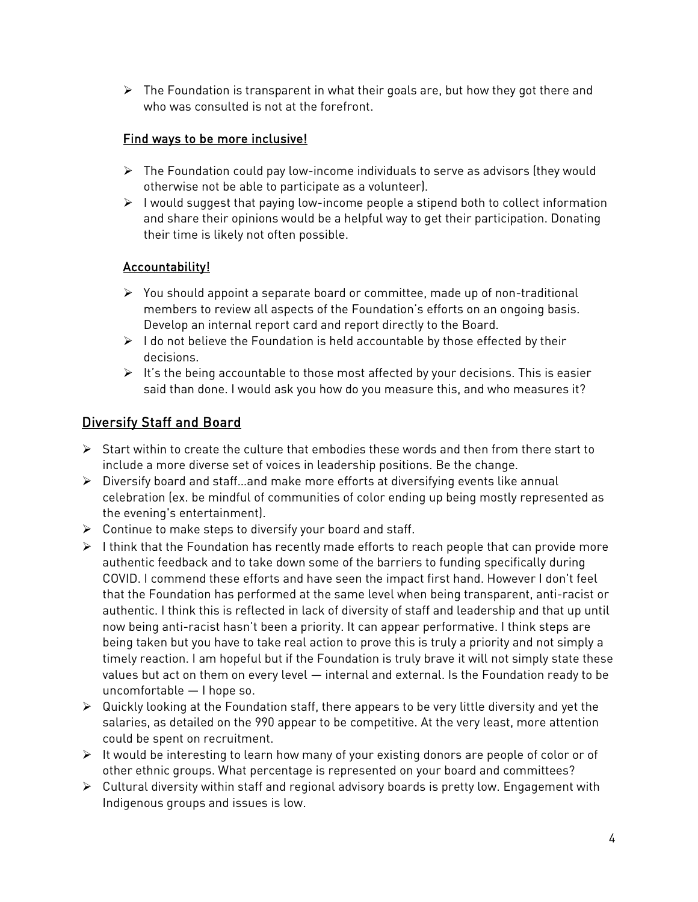- The Foundation is transparent in what their goals are, but how they got there and who was consulted is not at the forefront.

### Find ways to be more inclusive!

- The Foundation could pay low-income individuals to serve as advisors (they would otherwise not be able to participate as a volunteer).
- I would suggest that paying low-income people a stipend both to collect information and share their opinions would be a helpful way to get their participation. Donating their time is likely not often possible.

### Accountability!

- You should appoint a separate board or committee, made up of non-traditional members to review all aspects of the Foundation's efforts on an ongoing basis. Develop an internal report card and report directly to the Board.
- I do not believe the Foundation is held accountable by those effected by their decisions.
- It's the being accountable to those most affected by your decisions. This is easier said than done. I would ask you how do you measure this, and who measures it?

## Diversify Staff and Board

- Start within to create the culture that embodies these words and then from there start to include a more diverse set of voices in leadership positions. Be the change.
- Diversify board and staff…and make more efforts at diversifying events like annual celebration (ex. be mindful of communities of color ending up being mostly represented as the evening's entertainment).
- Continue to make steps to diversify your board and staff.
- I think that the Foundation has recently made efforts to reach people that can provide more authentic feedback and to take down some of the barriers to funding specifically during COVID. I commend these efforts and have seen the impact first hand. However I don't feel that the Foundation has performed at the same level when being transparent, anti-racist or authentic. I think this is reflected in lack of diversity of staff and leadership and that up until now being anti-racist hasn't been a priority. It can appear performative. I think steps are being taken but you have to take real action to prove this is truly a priority and not simply a timely reaction. I am hopeful but if the Foundation is truly brave it will not simply state these values but act on them on every level — internal and external. Is the Foundation ready to be uncomfortable — I hope so.
- Quickly looking at the Foundation staff, there appears to be very little diversity and yet the salaries, as detailed on the 990 appear to be competitive. At the very least, more attention could be spent on recruitment.
- It would be interesting to learn how many of your existing donors are people of color or of other ethnic groups. What percentage is represented on your board and committees?
- Cultural diversity within staff and regional advisory boards is pretty low. Engagement with Indigenous groups and issues is low.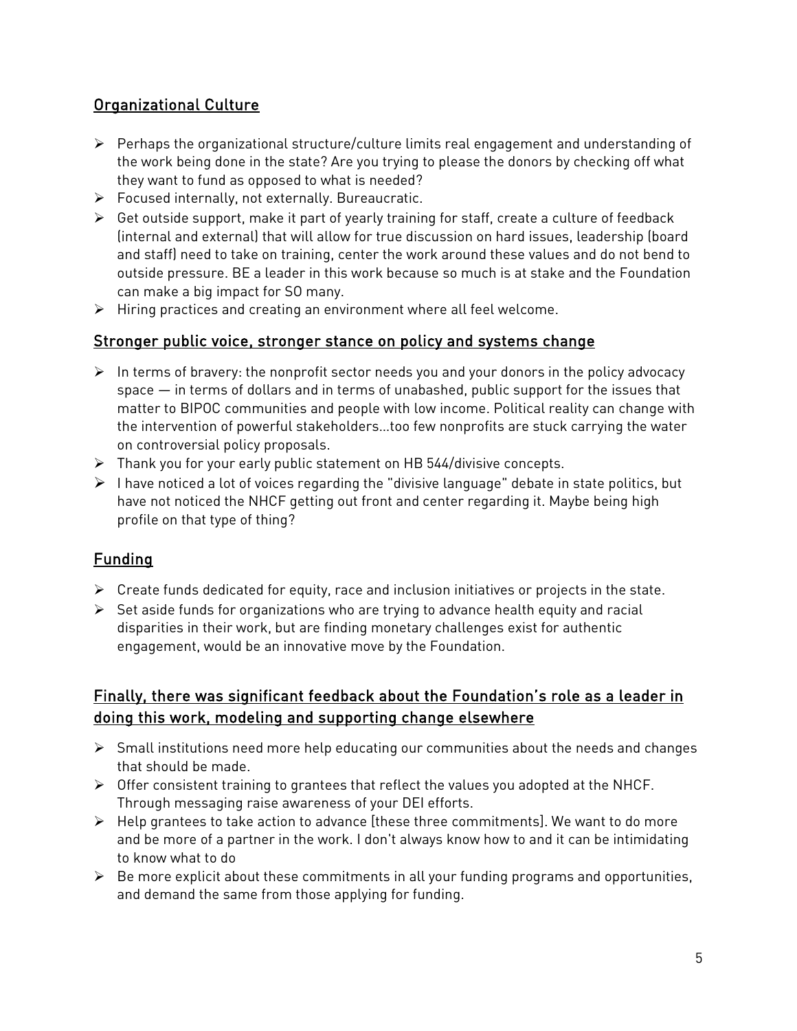## Organizational Culture

- Perhaps the organizational structure/culture limits real engagement and understanding of the work being done in the state? Are you trying to please the donors by checking off what they want to fund as opposed to what is needed?
- Focused internally, not externally. Bureaucratic.
- Get outside support, make it part of yearly training for staff, create a culture of feedback (internal and external) that will allow for true discussion on hard issues, leadership (board and staff) need to take on training, center the work around these values and do not bend to outside pressure. BE a leader in this work because so much is at stake and the Foundation can make a big impact for SO many.
- Hiring practices and creating an environment where all feel welcome.

## Stronger public voice, stronger stance on policy and systems change

- In terms of bravery: the nonprofit sector needs you and your donors in the policy advocacy space — in terms of dollars and in terms of unabashed, public support for the issues that matter to BIPOC communities and people with low income. Political reality can change with the intervention of powerful stakeholders...too few nonprofits are stuck carrying the water on controversial policy proposals.
- Thank you for your early public statement on HB 544/divisive concepts.
- I have noticed a lot of voices regarding the "divisive language" debate in state politics, but have not noticed the NHCF getting out front and center regarding it. Maybe being high profile on that type of thing?

## Funding

- Create funds dedicated for equity, race and inclusion initiatives or projects in the state.
- Set aside funds for organizations who are trying to advance health equity and racial disparities in their work, but are finding monetary challenges exist for authentic engagement, would be an innovative move by the Foundation.

## Finally, there was significant feedback about the Foundation's role as a leader in doing this work, modeling and supporting change elsewhere

- Small institutions need more help educating our communities about the needs and changes that should be made.
- Offer consistent training to grantees that reflect the values you adopted at the NHCF. Through messaging raise awareness of your DEI efforts.
- Help grantees to take action to advance [these three commitments]. We want to do more and be more of a partner in the work. I don't always know how to and it can be intimidating to know what to do
- Be more explicit about these commitments in all your funding programs and opportunities, and demand the same from those applying for funding.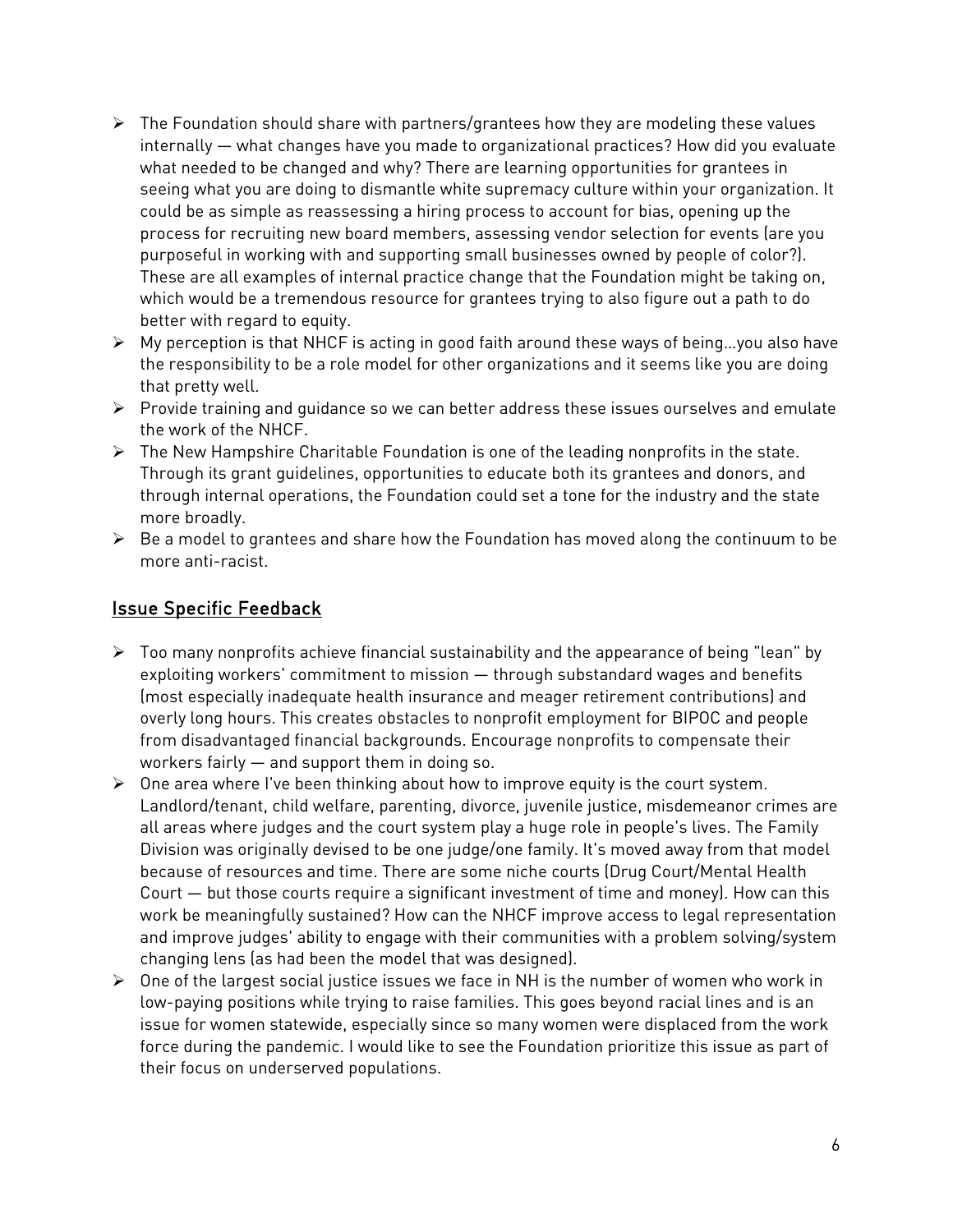- The Foundation should share with partners/grantees how they are modeling these values internally — what changes have you made to organizational practices? How did you evaluate what needed to be changed and why? There are learning opportunities for grantees in seeing what you are doing to dismantle white supremacy culture within your organization. It could be as simple as reassessing a hiring process to account for bias, opening up the process for recruiting new board members, assessing vendor selection for events (are you purposeful in working with and supporting small businesses owned by people of color?). These are all examples of internal practice change that the Foundation might be taking on, which would be a tremendous resource for grantees trying to also figure out a path to do better with regard to equity.
- My perception is that NHCF is acting in good faith around these ways of being…you also have the responsibility to be a role model for other organizations and it seems like you are doing that pretty well.
- Provide training and guidance so we can better address these issues ourselves and emulate the work of the NHCF.
- The New Hampshire Charitable Foundation is one of the leading nonprofits in the state. Through its grant guidelines, opportunities to educate both its grantees and donors, and through internal operations, the Foundation could set a tone for the industry and the state more broadly.
- Be a model to grantees and share how the Foundation has moved along the continuum to be more anti-racist.

## Issue Specific Feedback

- Too many nonprofits achieve financial sustainability and the appearance of being "lean" by exploiting workers' commitment to mission — through substandard wages and benefits (most especially inadequate health insurance and meager retirement contributions) and overly long hours. This creates obstacles to nonprofit employment for BIPOC and people from disadvantaged financial backgrounds. Encourage nonprofits to compensate their workers fairly — and support them in doing so.
- One area where I've been thinking about how to improve equity is the court system. Landlord/tenant, child welfare, parenting, divorce, juvenile justice, misdemeanor crimes are all areas where judges and the court system play a huge role in people's lives. The Family Division was originally devised to be one judge/one family. It's moved away from that model because of resources and time. There are some niche courts (Drug Court/Mental Health Court — but those courts require a significant investment of time and money). How can this work be meaningfully sustained? How can the NHCF improve access to legal representation and improve judges' ability to engage with their communities with a problem solving/system changing lens (as had been the model that was designed).
- One of the largest social justice issues we face in NH is the number of women who work in low-paying positions while trying to raise families. This goes beyond racial lines and is an issue for women statewide, especially since so many women were displaced from the work force during the pandemic. I would like to see the Foundation prioritize this issue as part of their focus on underserved populations.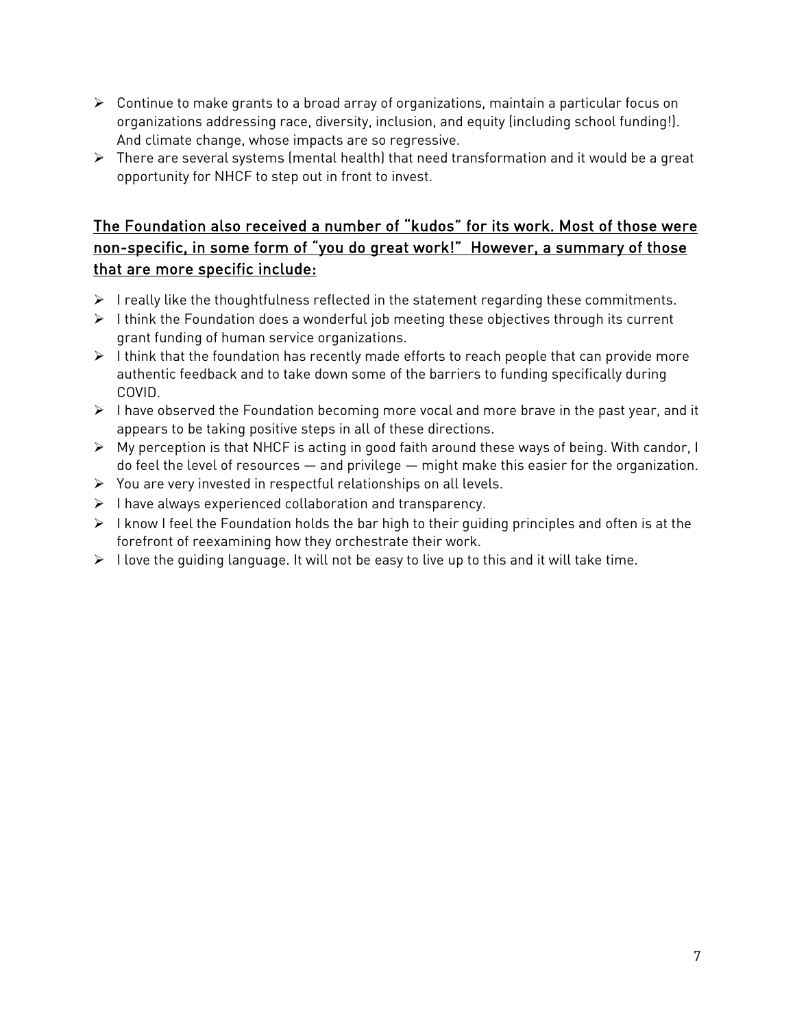- Continue to make grants to a broad array of organizations, maintain a particular focus on organizations addressing race, diversity, inclusion, and equity (including school funding!). And climate change, whose impacts are so regressive.
- There are several systems (mental health) that need transformation and it would be a great opportunity for NHCF to step out in front to invest.

## The Foundation also received a number of "kudos" for its work. Most of those were non-specific, in some form of "you do great work!" However, a summary of those that are more specific include:

- I really like the thoughtfulness reflected in the statement regarding these commitments.
- I think the Foundation does a wonderful job meeting these objectives through its current grant funding of human service organizations.
- I think that the foundation has recently made efforts to reach people that can provide more authentic feedback and to take down some of the barriers to funding specifically during COVID.
- I have observed the Foundation becoming more vocal and more brave in the past year, and it appears to be taking positive steps in all of these directions.
- My perception is that NHCF is acting in good faith around these ways of being. With candor, I do feel the level of resources — and privilege — might make this easier for the organization.
- You are very invested in respectful relationships on all levels.
- I have always experienced collaboration and transparency.
- I know I feel the Foundation holds the bar high to their guiding principles and often is at the forefront of reexamining how they orchestrate their work.
- I love the guiding language. It will not be easy to live up to this and it will take time.